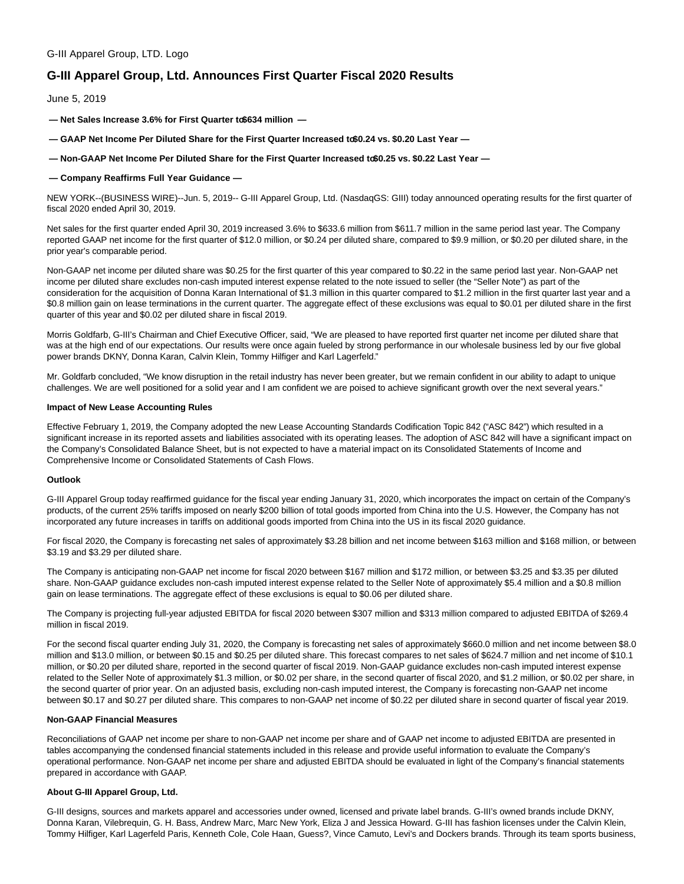G-III Apparel Group, LTD. Logo

# G-III Apparel Group, Ltd. Announces First Quarter Fiscal 2020 Results

June 5, 2019

**— Net Sales Increase 3.6% for First Quarter to $634 million —**

**— GAAP Net Income Per Diluted Share for the First Quarter Increased to $0.24 vs. $0.20 Last Year —**

**— Non-GAAP Net Income Per Diluted Share for the First Quarter Increased to $0.25 vs. $0.22 Last Year —**

**— Company Reaffirms Full Year Guidance —**

NEW YORK--(BUSINESS WIRE)--Jun. 5, 2019-- G-III Apparel Group, Ltd. (NasdaqGS: GIII) today announced operating results for the first quarter of fiscal 2020 ended April 30, 2019.

Net sales for the first quarter ended April 30, 2019 increased 3.6% to $633.6 million from $611.7 million in the same period last year. The Company reported GAAP net income for the first quarter of $12.0 million, or $0.24 per diluted share, compared to $9.9 million, or $0.20 per diluted share, in the prior year's comparable period.

Non-GAAP net income per diluted share was $0.25 for the first quarter of this year compared to $0.22 in the same period last year. Non-GAAP net income per diluted share excludes non-cash imputed interest expense related to the note issued to seller (the "Seller Note") as part of the consideration for the acquisition of Donna Karan International of $1.3 million in this quarter compared to $1.2 million in the first quarter last year and a $0.8 million gain on lease terminations in the current quarter. The aggregate effect of these exclusions was equal to $0.01 per diluted share in the first quarter of this year and $0.02 per diluted share in fiscal 2019.

Morris Goldfarb, G-III's Chairman and Chief Executive Officer, said, "We are pleased to have reported first quarter net income per diluted share that was at the high end of our expectations. Our results were once again fueled by strong performance in our wholesale business led by our five global power brands DKNY, Donna Karan, Calvin Klein, Tommy Hilfiger and Karl Lagerfeld."

Mr. Goldfarb concluded, "We know disruption in the retail industry has never been greater, but we remain confident in our ability to adapt to unique challenges. We are well positioned for a solid year and I am confident we are poised to achieve significant growth over the next several years."

**Impact of New Lease Accounting Rules**

Effective February 1, 2019, the Company adopted the new Lease Accounting Standards Codification Topic 842 ("ASC 842") which resulted in a significant increase in its reported assets and liabilities associated with its operating leases. The adoption of ASC 842 will have a significant impact on the Company's Consolidated Balance Sheet, but is not expected to have a material impact on its Consolidated Statements of Income and Comprehensive Income or Consolidated Statements of Cash Flows.

**Outlook**

G-III Apparel Group today reaffirmed guidance for the fiscal year ending January 31, 2020, which incorporates the impact on certain of the Company's products, of the current 25% tariffs imposed on nearly $200 billion of total goods imported from China into the U.S. However, the Company has not incorporated any future increases in tariffs on additional goods imported from China into the US in its fiscal 2020 guidance.

For fiscal 2020, the Company is forecasting net sales of approximately $3.28 billion and net income between $163 million and $168 million, or between $3.19 and $3.29 per diluted share.

The Company is anticipating non-GAAP net income for fiscal 2020 between $167 million and $172 million, or between $3.25 and $3.35 per diluted share. Non-GAAP guidance excludes non-cash imputed interest expense related to the Seller Note of approximately $5.4 million and a $0.8 million gain on lease terminations. The aggregate effect of these exclusions is equal to $0.06 per diluted share.

The Company is projecting full-year adjusted EBITDA for fiscal 2020 between $307 million and $313 million compared to adjusted EBITDA of $269.4 million in fiscal 2019.

For the second fiscal quarter ending July 31, 2020, the Company is forecasting net sales of approximately $660.0 million and net income between $8.0 million and $13.0 million, or between $0.15 and $0.25 per diluted share. This forecast compares to net sales of $624.7 million and net income of $10.1 million, or $0.20 per diluted share, reported in the second quarter of fiscal 2019. Non-GAAP guidance excludes non-cash imputed interest expense related to the Seller Note of approximately $1.3 million, or $0.02 per share, in the second quarter of fiscal 2020, and $1.2 million, or $0.02 per share, in the second quarter of prior year. On an adjusted basis, excluding non-cash imputed interest, the Company is forecasting non-GAAP net income between $0.17 and $0.27 per diluted share. This compares to non-GAAP net income of $0.22 per diluted share in second quarter of fiscal year 2019.

**Non-GAAP Financial Measures**

Reconciliations of GAAP net income per share to non-GAAP net income per share and of GAAP net income to adjusted EBITDA are presented in tables accompanying the condensed financial statements included in this release and provide useful information to evaluate the Company's operational performance. Non-GAAP net income per share and adjusted EBITDA should be evaluated in light of the Company's financial statements prepared in accordance with GAAP.

**About G-III Apparel Group, Ltd.**

G-III designs, sources and markets apparel and accessories under owned, licensed and private label brands. G-III's owned brands include DKNY, Donna Karan, Vilebrequin, G. H. Bass, Andrew Marc, Marc New York, Eliza J and Jessica Howard. G-III has fashion licenses under the Calvin Klein, Tommy Hilfiger, Karl Lagerfeld Paris, Kenneth Cole, Cole Haan, Guess?, Vince Camuto, Levi's and Dockers brands. Through its team sports business,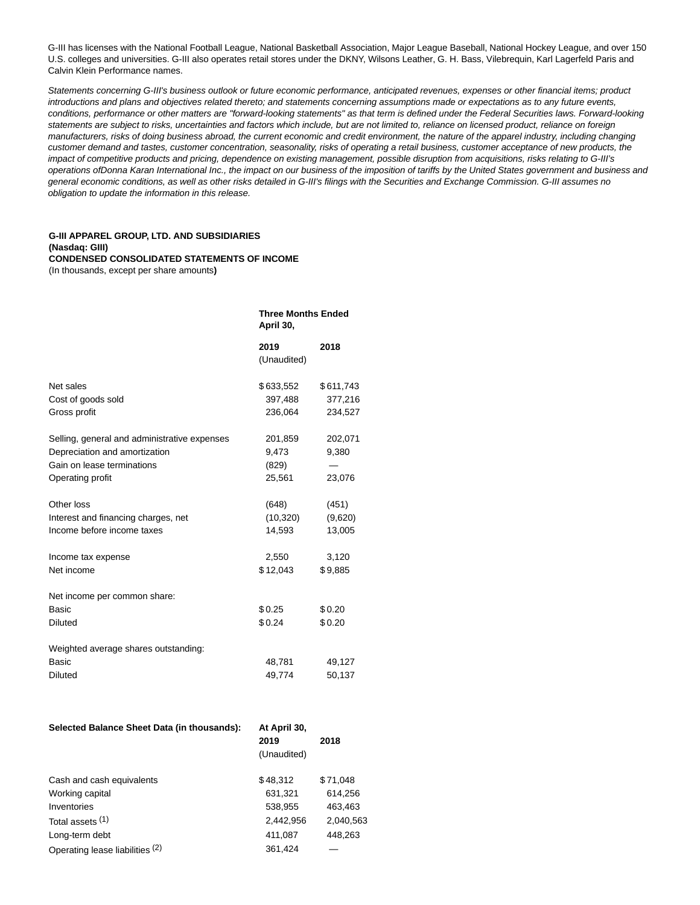G-III has licenses with the National Football League, National Basketball Association, Major League Baseball, National Hockey League, and over 150 U.S. colleges and universities. G-III also operates retail stores under the DKNY, Wilsons Leather, G. H. Bass, Vilebrequin, Karl Lagerfeld Paris and Calvin Klein Performance names.

*Statements concerning G-III's business outlook or future economic performance, anticipated revenues, expenses or other financial items; product introductions and plans and objectives related thereto; and statements concerning assumptions made or expectations as to any future events, conditions, performance or other matters are "forward-looking statements" as that term is defined under the Federal Securities laws. Forward-looking statements are subject to risks, uncertainties and factors which include, but are not limited to, reliance on licensed product, reliance on foreign manufacturers, risks of doing business abroad, the current economic and credit environment, the nature of the apparel industry, including changing customer demand and tastes, customer concentration, seasonality, risks of operating a retail business, customer acceptance of new products, the impact of competitive products and pricing, dependence on existing management, possible disruption from acquisitions, risks relating to G-III's operations ofDonna Karan International Inc., the impact on our business of the imposition of tariffs by the United States government and business and general economic conditions, as well as other risks detailed in G-III's filings with the Securities and Exchange Commission. G-III assumes no obligation to update the information in this release.*

**G-III APPAREL GROUP, LTD. AND SUBSIDIARIES**
**(Nasdaq: GIII)**
**CONDENSED CONSOLIDATED STATEMENTS OF INCOME**
(In thousands, except per share amounts**)**

| | **Three Months Ended April 30,** | |
|---|---|---|
| | **2019** (Unaudited) | **2018** |
| Net sales | $633,552 | $611,743 |
| Cost of goods sold | 397,488 | 377,216 |
| Gross profit | 236,064 | 234,527 |
| | | |
| Selling, general and administrative expenses | 201,859 | 202,071 |
| Depreciation and amortization | 9,473 | 9,380 |
| Gain on lease terminations | (829) | — |
| Operating profit | 25,561 | 23,076 |
| | | |
| Other loss | (648) | (451) |
| Interest and financing charges, net | (10,320) | (9,620) |
| Income before income taxes | 14,593 | 13,005 |
| | | |
| Income tax expense | 2,550 | 3,120 |
| Net income | $12,043 | $9,885 |
| | | |
| Net income per common share: | | |
| Basic | $0.25 | $0.20 |
| Diluted | $0.24 | $0.20 |
| | | |
| Weighted average shares outstanding: | | |
| Basic | 48,781 | 49,127 |
| Diluted | 49,774 | 50,137 |

| **Selected Balance Sheet Data (in thousands):** | **At April 30, 2019** (Unaudited) | **2018** |
|---|---|---|
| Cash and cash equivalents | $48,312 | $71,048 |
| Working capital | 631,321 | 614,256 |
| Inventories | 538,955 | 463,463 |
| Total assets (1) | 2,442,956 | 2,040,563 |
| Long-term debt | 411,087 | 448,263 |
| Operating lease liabilities (2) | 361,424 | — |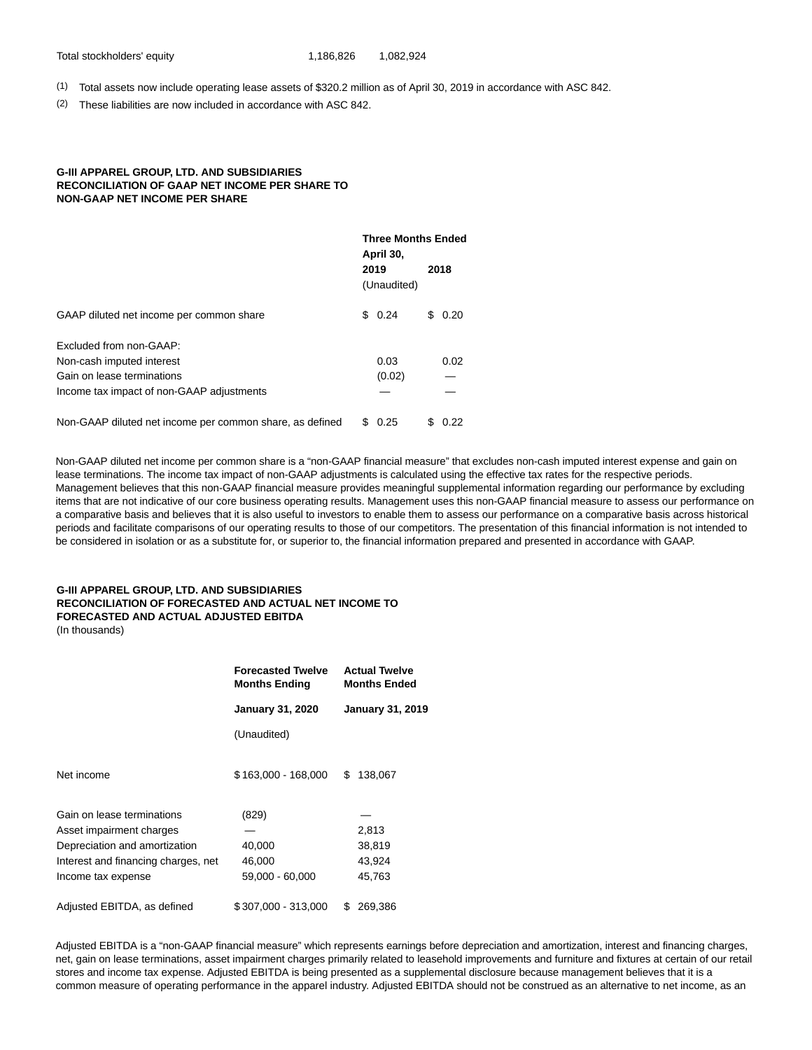| | | |
|---|---|---|
| Total stockholders' equity | 1,186,826 | 1,082,924 |

(1) Total assets now include operating lease assets of $320.2 million as of April 30, 2019 in accordance with ASC 842.

(2) These liabilities are now included in accordance with ASC 842.

**G-III APPAREL GROUP, LTD. AND SUBSIDIARIES**
**RECONCILIATION OF GAAP NET INCOME PER SHARE TO**
**NON-GAAP NET INCOME PER SHARE**

| | Three Months Ended April 30, | |
|---|---|---|
| | 2019 | 2018 |
| | (Unaudited) | |
| GAAP diluted net income per common share | $ 0.24 | $ 0.20 |
| Excluded from non-GAAP: | | |
| Non-cash imputed interest | 0.03 | 0.02 |
| Gain on lease terminations | (0.02) | — |
| Income tax impact of non-GAAP adjustments | — | — |
| Non-GAAP diluted net income per common share, as defined | $ 0.25 | $ 0.22 |

Non-GAAP diluted net income per common share is a "non-GAAP financial measure" that excludes non-cash imputed interest expense and gain on lease terminations. The income tax impact of non-GAAP adjustments is calculated using the effective tax rates for the respective periods. Management believes that this non-GAAP financial measure provides meaningful supplemental information regarding our performance by excluding items that are not indicative of our core business operating results. Management uses this non-GAAP financial measure to assess our performance on a comparative basis and believes that it is also useful to investors to enable them to assess our performance on a comparative basis across historical periods and facilitate comparisons of our operating results to those of our competitors. The presentation of this financial information is not intended to be considered in isolation or as a substitute for, or superior to, the financial information prepared and presented in accordance with GAAP.

**G-III APPAREL GROUP, LTD. AND SUBSIDIARIES**
**RECONCILIATION OF FORECASTED AND ACTUAL NET INCOME TO**
**FORECASTED AND ACTUAL ADJUSTED EBITDA**
(In thousands)

| | Forecasted Twelve Months Ending | Actual Twelve Months Ended |
|---|---|---|
| | January 31, 2020 | January 31, 2019 |
| | (Unaudited) | |
| Net income | $ 163,000 - 168,000 | $ 138,067 |
| Gain on lease terminations | (829) | — |
| Asset impairment charges | — | 2,813 |
| Depreciation and amortization | 40,000 | 38,819 |
| Interest and financing charges, net | 46,000 | 43,924 |
| Income tax expense | 59,000 - 60,000 | 45,763 |
| Adjusted EBITDA, as defined | $ 307,000 - 313,000 | $ 269,386 |

Adjusted EBITDA is a "non-GAAP financial measure" which represents earnings before depreciation and amortization, interest and financing charges, net, gain on lease terminations, asset impairment charges primarily related to leasehold improvements and furniture and fixtures at certain of our retail stores and income tax expense. Adjusted EBITDA is being presented as a supplemental disclosure because management believes that it is a common measure of operating performance in the apparel industry. Adjusted EBITDA should not be construed as an alternative to net income, as an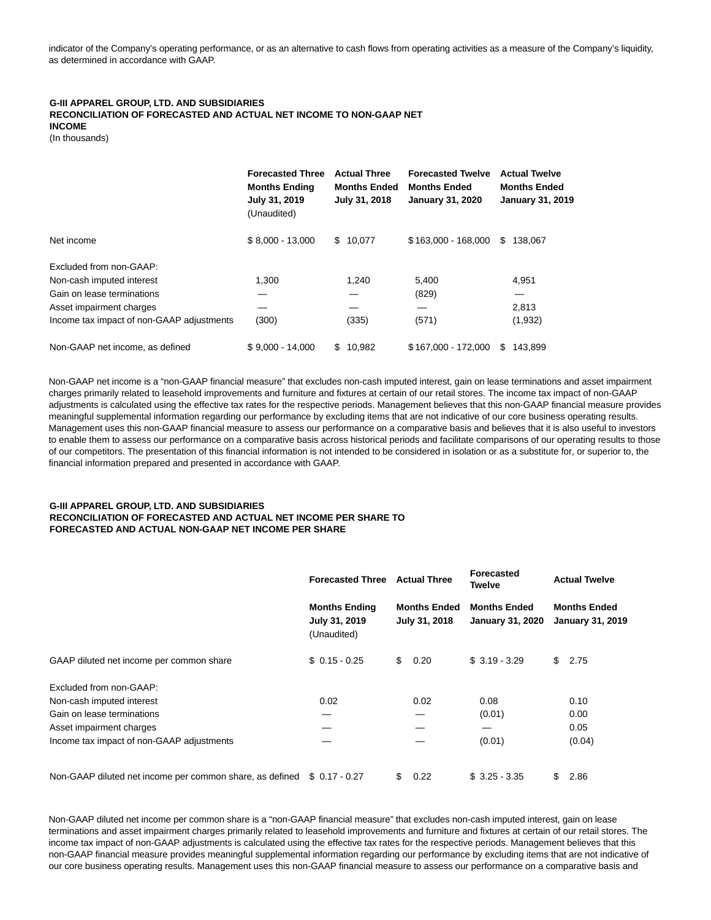indicator of the Company's operating performance, or as an alternative to cash flows from operating activities as a measure of the Company's liquidity, as determined in accordance with GAAP.

**G-III APPAREL GROUP, LTD. AND SUBSIDIARIES**
**RECONCILIATION OF FORECASTED AND ACTUAL NET INCOME TO NON-GAAP NET INCOME**
(In thousands)

| | Forecasted Three Months Ending July 31, 2019 (Unaudited) | Actual Three Months Ended July 31, 2018 | Forecasted Twelve Months Ended January 31, 2020 | Actual Twelve Months Ended January 31, 2019 |
|---|---|---|---|---|
| Net income | $ 8,000 - 13,000 | $ 10,077 | $ 163,000 - 168,000 | $ 138,067 |
| Excluded from non-GAAP: | | | | |
| Non-cash imputed interest | 1,300 | 1,240 | 5,400 | 4,951 |
| Gain on lease terminations | — | — | (829) | — |
| Asset impairment charges | — | — | — | 2,813 |
| Income tax impact of non-GAAP adjustments | (300) | (335) | (571) | (1,932) |
| Non-GAAP net income, as defined | $ 9,000 - 14,000 | $ 10,982 | $ 167,000 - 172,000 | $ 143,899 |

Non-GAAP net income is a "non-GAAP financial measure" that excludes non-cash imputed interest, gain on lease terminations and asset impairment charges primarily related to leasehold improvements and furniture and fixtures at certain of our retail stores. The income tax impact of non-GAAP adjustments is calculated using the effective tax rates for the respective periods. Management believes that this non-GAAP financial measure provides meaningful supplemental information regarding our performance by excluding items that are not indicative of our core business operating results. Management uses this non-GAAP financial measure to assess our performance on a comparative basis and believes that it is also useful to investors to enable them to assess our performance on a comparative basis across historical periods and facilitate comparisons of our operating results to those of our competitors. The presentation of this financial information is not intended to be considered in isolation or as a substitute for, or superior to, the financial information prepared and presented in accordance with GAAP.

**G-III APPAREL GROUP, LTD. AND SUBSIDIARIES**
**RECONCILIATION OF FORECASTED AND ACTUAL NET INCOME PER SHARE TO FORECASTED AND ACTUAL NON-GAAP NET INCOME PER SHARE**

| | Forecasted Three Months Ending July 31, 2019 (Unaudited) | Actual Three Months Ended July 31, 2018 | Forecasted Twelve Months Ended January 31, 2020 | Actual Twelve Months Ended January 31, 2019 |
|---|---|---|---|---|
| GAAP diluted net income per common share | $ 0.15 - 0.25 | $ 0.20 | $ 3.19 - 3.29 | $ 2.75 |
| Excluded from non-GAAP: | | | | |
| Non-cash imputed interest | 0.02 | 0.02 | 0.08 | 0.10 |
| Gain on lease terminations | — | — | (0.01) | 0.00 |
| Asset impairment charges | — | — | — | 0.05 |
| Income tax impact of non-GAAP adjustments | — | — | (0.01) | (0.04) |
| Non-GAAP diluted net income per common share, as defined | $ 0.17 - 0.27 | $ 0.22 | $ 3.25 - 3.35 | $ 2.86 |

Non-GAAP diluted net income per common share is a "non-GAAP financial measure" that excludes non-cash imputed interest, gain on lease terminations and asset impairment charges primarily related to leasehold improvements and furniture and fixtures at certain of our retail stores. The income tax impact of non-GAAP adjustments is calculated using the effective tax rates for the respective periods. Management believes that this non-GAAP financial measure provides meaningful supplemental information regarding our performance by excluding items that are not indicative of our core business operating results. Management uses this non-GAAP financial measure to assess our performance on a comparative basis and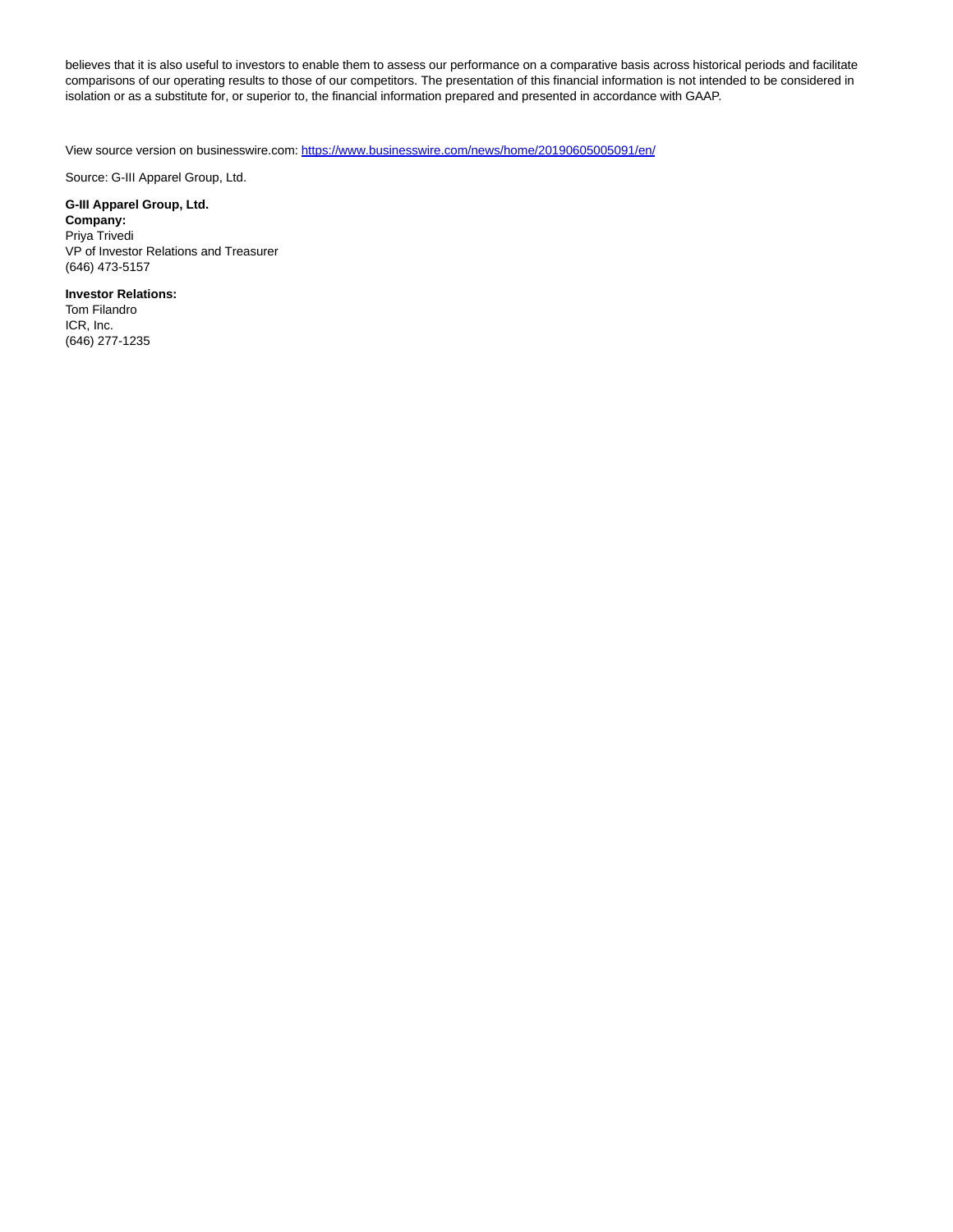believes that it is also useful to investors to enable them to assess our performance on a comparative basis across historical periods and facilitate comparisons of our operating results to those of our competitors. The presentation of this financial information is not intended to be considered in isolation or as a substitute for, or superior to, the financial information prepared and presented in accordance with GAAP.

View source version on businesswire.com: https://www.businesswire.com/news/home/20190605005091/en/

Source: G-III Apparel Group, Ltd.

**G-III Apparel Group, Ltd.**
**Company:**
Priya Trivedi
VP of Investor Relations and Treasurer
(646) 473-5157

**Investor Relations:**
Tom Filandro
ICR, Inc.
(646) 277-1235